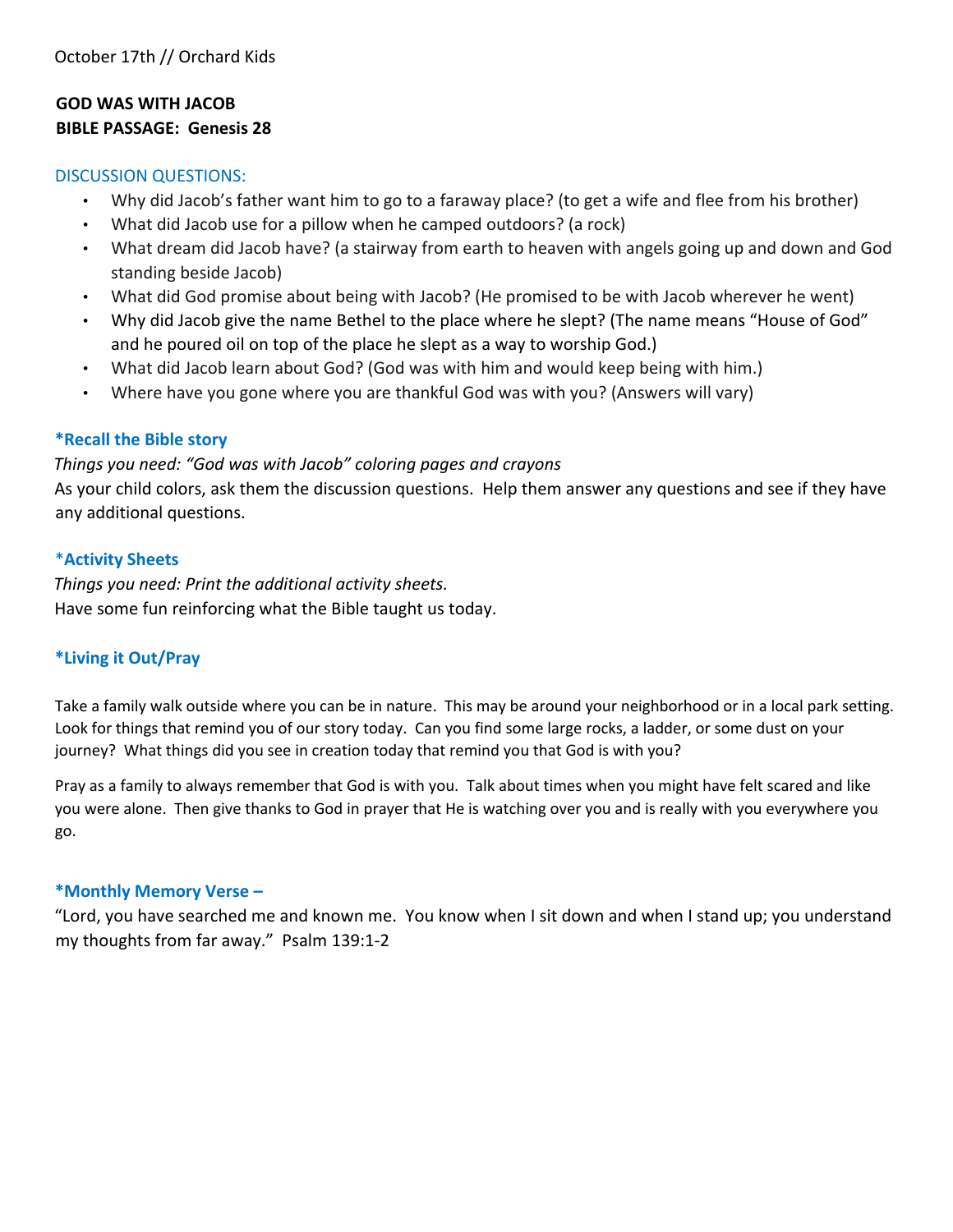October 17th // Orchard Kids

**GOD WAS WITH JACOB**
**BIBLE PASSAGE: Genesis 28**

## DISCUSSION QUESTIONS:

- Why did Jacob's father want him to go to a faraway place? (to get a wife and flee from his brother)
- What did Jacob use for a pillow when he camped outdoors? (a rock)
- What dream did Jacob have? (a stairway from earth to heaven with angels going up and down and God standing beside Jacob)
- What did God promise about being with Jacob? (He promised to be with Jacob wherever he went)
- Why did Jacob give the name Bethel to the place where he slept? (The name means "House of God" and he poured oil on top of the place he slept as a way to worship God.)
- What did Jacob learn about God? (God was with him and would keep being with him.)
- Where have you gone where you are thankful God was with you? (Answers will vary)

## *Recall the Bible story

*Things you need: "God was with Jacob" coloring pages and crayons*
As your child colors, ask them the discussion questions. Help them answer any questions and see if they have any additional questions.

## *Activity Sheets

*Things you need: Print the additional activity sheets.*
Have some fun reinforcing what the Bible taught us today.

## *Living it Out/Pray

Take a family walk outside where you can be in nature. This may be around your neighborhood or in a local park setting. Look for things that remind you of our story today. Can you find some large rocks, a ladder, or some dust on your journey? What things did you see in creation today that remind you that God is with you?

Pray as a family to always remember that God is with you. Talk about times when you might have felt scared and like you were alone. Then give thanks to God in prayer that He is watching over you and is really with you everywhere you go.

## *Monthly Memory Verse –

"Lord, you have searched me and known me. You know when I sit down and when I stand up; you understand my thoughts from far away." Psalm 139:1-2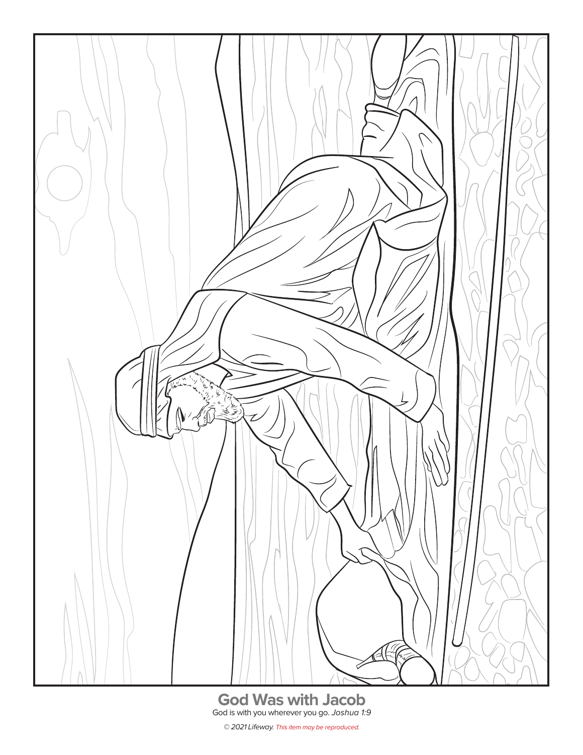## God Was with Jacob

God is with you wherever you go. *Joshua 1:9*

*© 2021 Lifeway. This item may be reproduced.*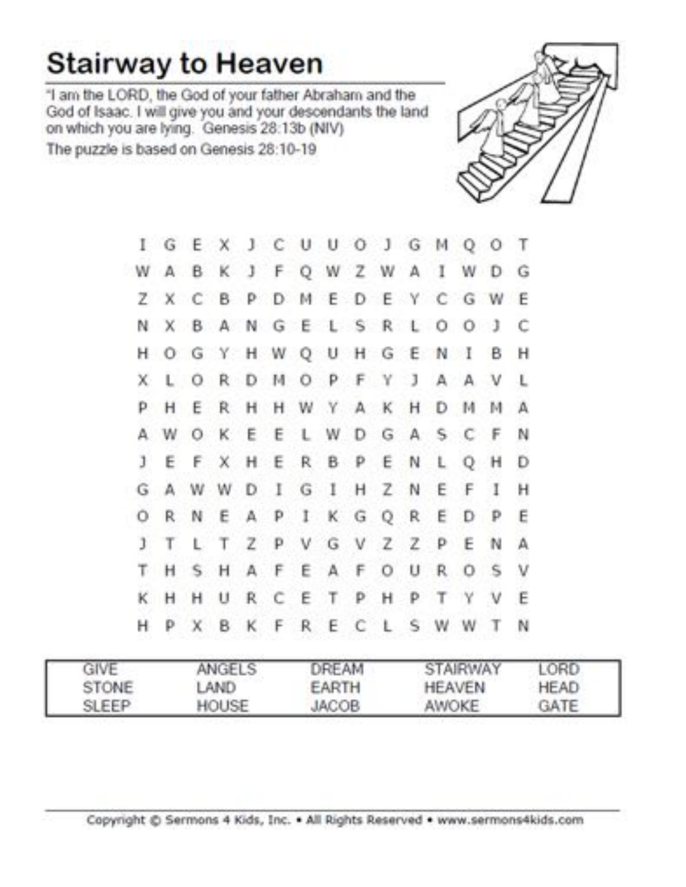# Stairway to Heaven

"I am the LORD, the God of your father Abraham and the God of Isaac. I will give you and your descendants the land on which you are lying. Genesis 28:13b (NIV)

The puzzle is based on Genesis 28:10-19

```
I G E X J C U U O J G M Q O T
W A B K J F Q W Z W A I W D G
Z X C B P D M E D E Y C G W E
N X B A N G E L S R L O O J C
H O G Y H W Q U H G E N I B H
X L O R D M O P F Y J A A V L
P H E R H H W Y A K H D M M A
A W O K E E L W D G A S C F N
J E F X H E R B P E N L Q H D
G A W W D I G I H Z N E F I H
O R N E A P I K G Q R E D P E
J T L T Z P V G V Z Z P E N A
T H S H A F E A F O U R O S V
K H H U R C E T P H P T Y V E
H P X B K F R E C L S W W T N
```

| | | | | |
|---|---|---|---|---|
| GIVE | ANGELS | DREAM | STAIRWAY | LORD |
| STONE | LAND | EARTH | HEAVEN | HEAD |
| SLEEP | HOUSE | JACOB | AWOKE | GATE |

Copyright © Sermons 4 Kids, Inc. • All Rights Reserved • www.sermons4kids.com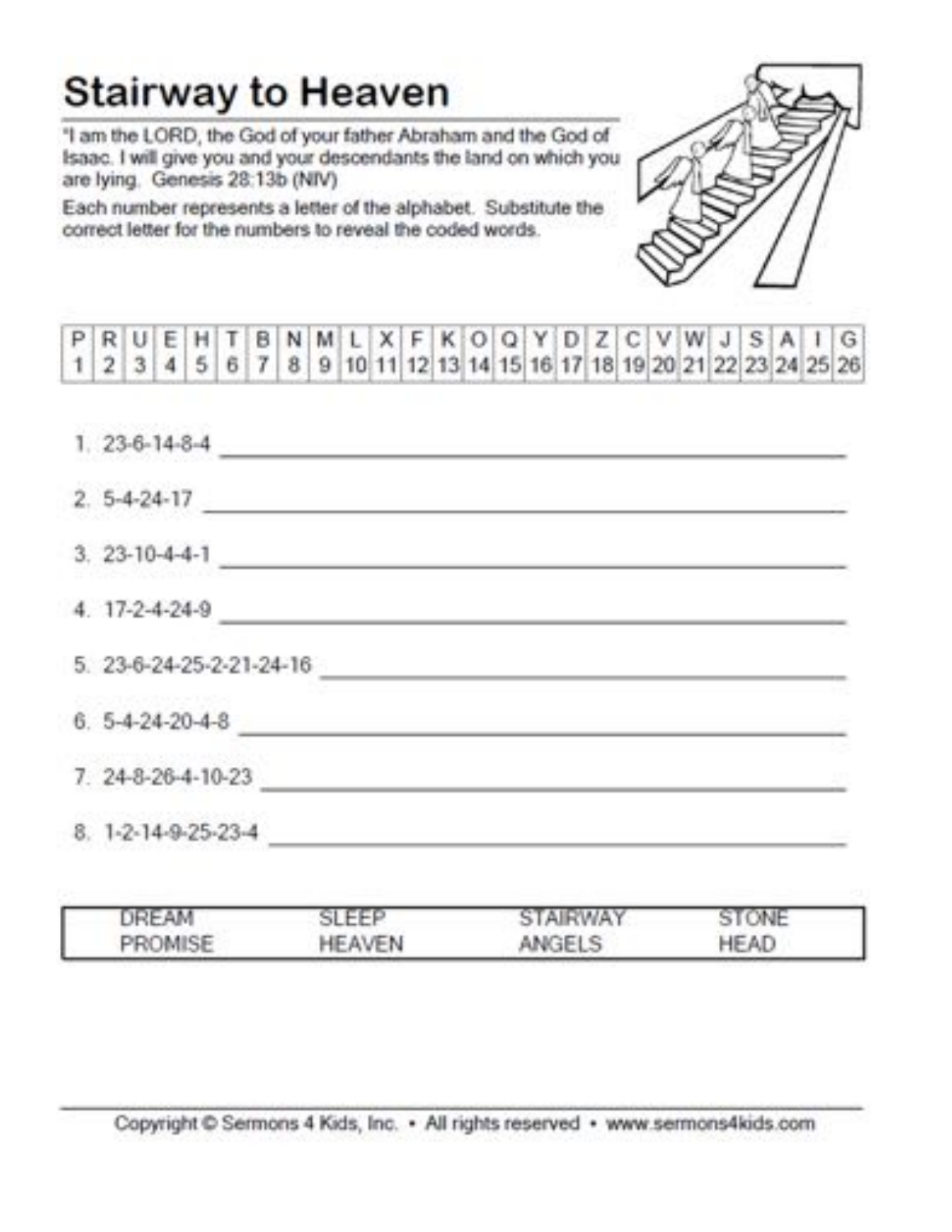# Stairway to Heaven

"I am the LORD, the God of your father Abraham and the God of Isaac. I will give you and your descendants the land on which you are lying. Genesis 28:13b (NIV)

Each number represents a letter of the alphabet. Substitute the correct letter for the numbers to reveal the coded words.

| P | R | U | E | H | T | B | N | M | L | X | F | K | O | Q | Y | D | Z | C | V | W | J | S | A | I | G |
|---|---|---|---|---|---|---|---|---|---|---|---|---|---|---|---|---|---|---|---|---|---|---|---|---|---|
| 1 | 2 | 3 | 4 | 5 | 6 | 7 | 8 | 9 | 10 | 11 | 12 | 13 | 14 | 15 | 16 | 17 | 18 | 19 | 20 | 21 | 22 | 23 | 24 | 25 | 26 |

1. 23-6-14-8-4 \_\_\_\_\_\_\_\_\_\_\_\_\_\_\_\_\_\_\_\_\_\_\_\_\_\_\_\_\_\_\_\_
2. 5-4-24-17 \_\_\_\_\_\_\_\_\_\_\_\_\_\_\_\_\_\_\_\_\_\_\_\_\_\_\_\_\_\_\_\_
3. 23-10-4-4-1 \_\_\_\_\_\_\_\_\_\_\_\_\_\_\_\_\_\_\_\_\_\_\_\_\_\_\_\_\_\_\_\_
4. 17-2-4-24-9 \_\_\_\_\_\_\_\_\_\_\_\_\_\_\_\_\_\_\_\_\_\_\_\_\_\_\_\_\_\_\_\_
5. 23-6-24-25-2-21-24-16 \_\_\_\_\_\_\_\_\_\_\_\_\_\_\_\_\_\_\_\_\_\_\_\_\_\_\_\_\_\_\_\_
6. 5-4-24-20-4-8 \_\_\_\_\_\_\_\_\_\_\_\_\_\_\_\_\_\_\_\_\_\_\_\_\_\_\_\_\_\_\_\_
7. 24-8-26-4-10-23 \_\_\_\_\_\_\_\_\_\_\_\_\_\_\_\_\_\_\_\_\_\_\_\_\_\_\_\_\_\_\_\_
8. 1-2-14-9-25-23-4 \_\_\_\_\_\_\_\_\_\_\_\_\_\_\_\_\_\_\_\_\_\_\_\_\_\_\_\_\_\_\_\_

| DREAM | SLEEP | STAIRWAY | STONE |
|---|---|---|---|
| PROMISE | HEAVEN | ANGELS | HEAD |

Copyright © Sermons 4 Kids, Inc. • All rights reserved • www.sermons4kids.com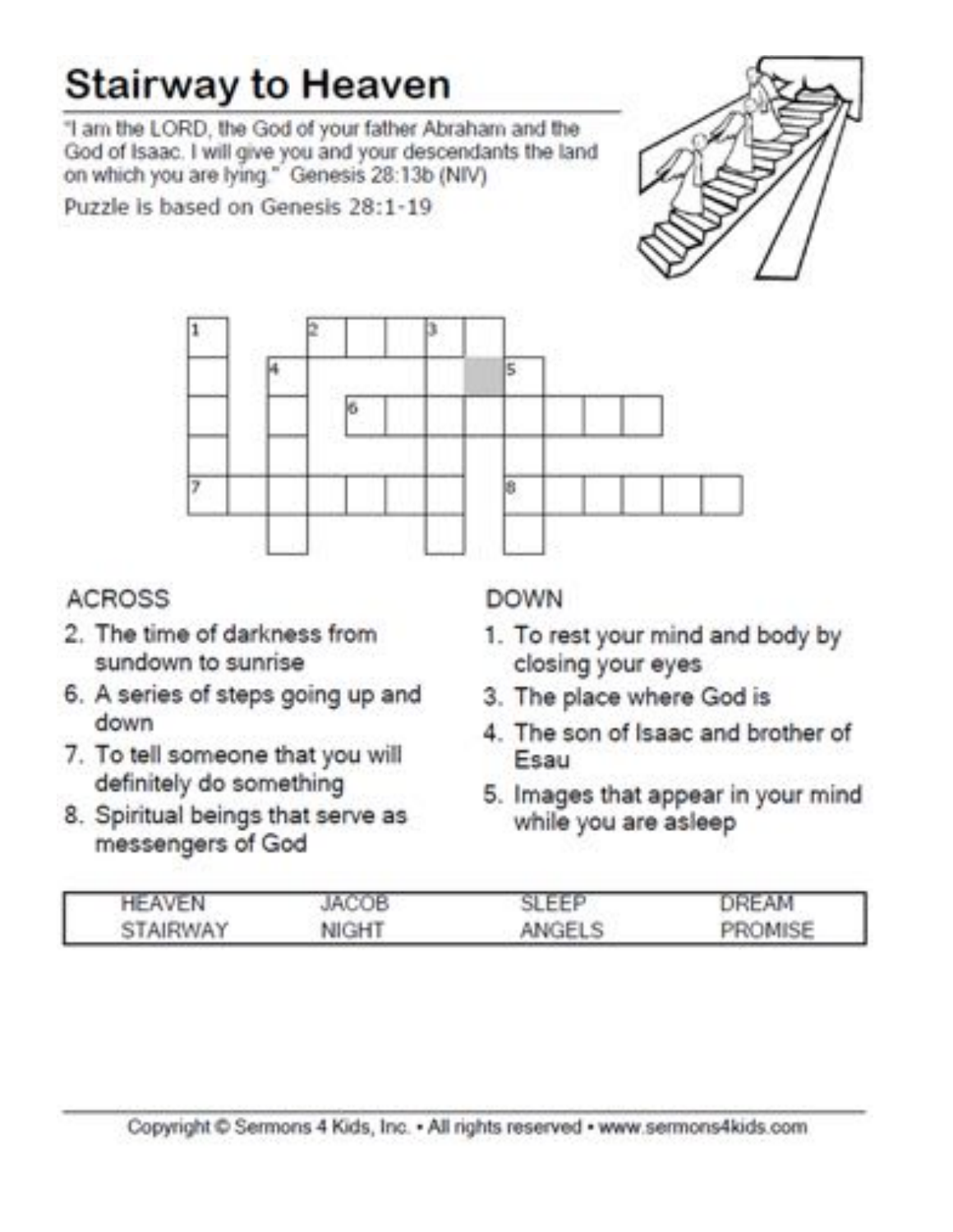# Stairway to Heaven

"I am the LORD, the God of your father Abraham and the God of Isaac. I will give you and your descendants the land on which you are lying." Genesis 28:13b (NIV)

Puzzle is based on Genesis 28:1-19

## ACROSS

2. The time of darkness from sundown to sunrise
6. A series of steps going up and down
7. To tell someone that you will definitely do something
8. Spiritual beings that serve as messengers of God

## DOWN

1. To rest your mind and body by closing your eyes
3. The place where God is
4. The son of Isaac and brother of Esau
5. Images that appear in your mind while you are asleep

| | | | |
|---|---|---|---|
| HEAVEN | JACOB | SLEEP | DREAM |
| STAIRWAY | NIGHT | ANGELS | PROMISE |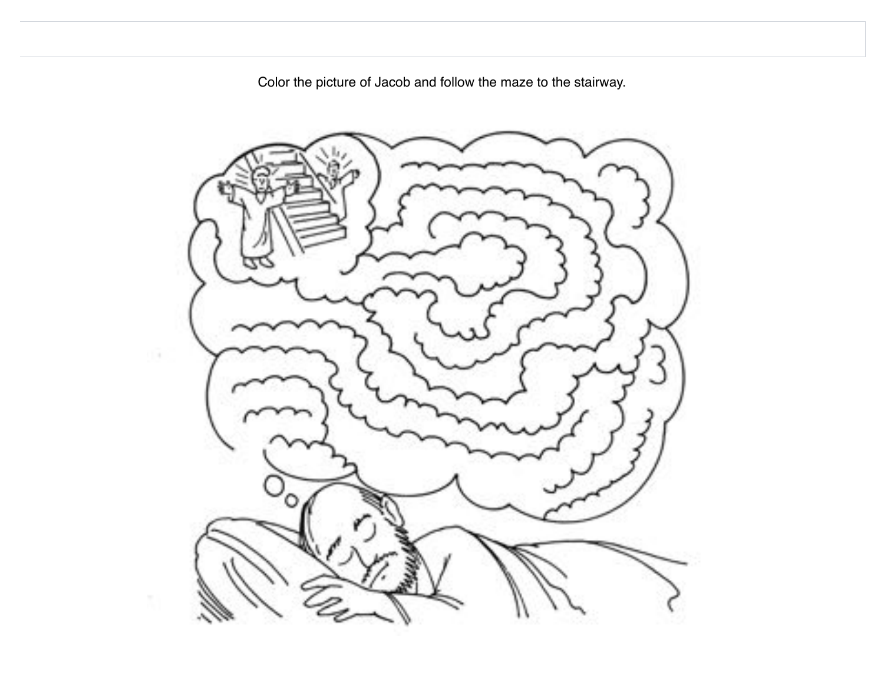Color the picture of Jacob and follow the maze to the stairway.